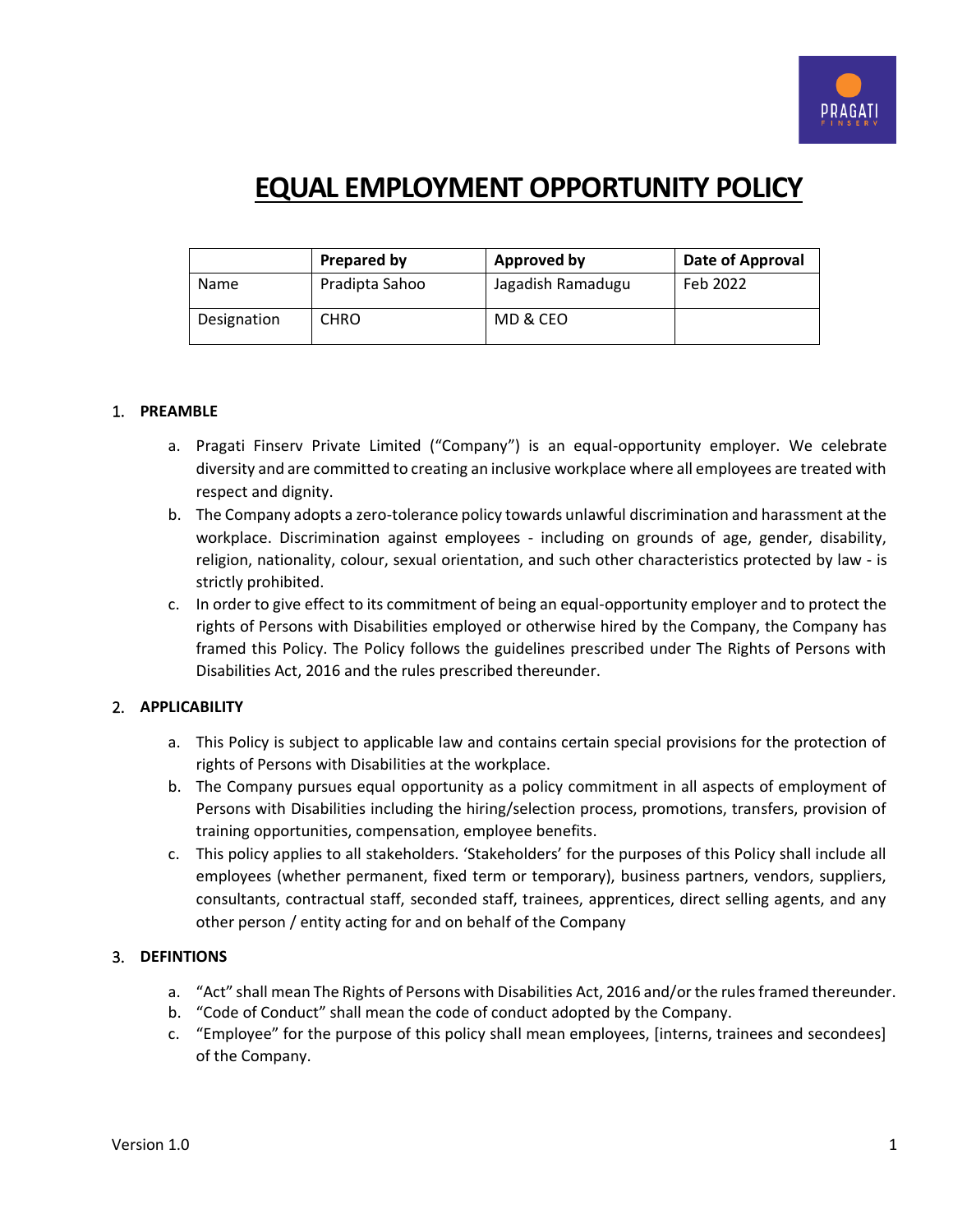# EQUAL EMPLOYMENT OPPORTUNITY POLICY

| | Prepared by | Approved by | Date of Approval |
|---|---|---|---|
| Name | Pradipta Sahoo | Jagadish Ramadugu | Feb 2022 |
| Designation | CHRO | MD & CEO | |

## 1. PREAMBLE

a. Pragati Finserv Private Limited ("Company") is an equal-opportunity employer. We celebrate diversity and are committed to creating an inclusive workplace where all employees are treated with respect and dignity.

b. The Company adopts a zero-tolerance policy towards unlawful discrimination and harassment at the workplace. Discrimination against employees - including on grounds of age, gender, disability, religion, nationality, colour, sexual orientation, and such other characteristics protected by law - is strictly prohibited.

c. In order to give effect to its commitment of being an equal-opportunity employer and to protect the rights of Persons with Disabilities employed or otherwise hired by the Company, the Company has framed this Policy. The Policy follows the guidelines prescribed under The Rights of Persons with Disabilities Act, 2016 and the rules prescribed thereunder.

## 2. APPLICABILITY

a. This Policy is subject to applicable law and contains certain special provisions for the protection of rights of Persons with Disabilities at the workplace.

b. The Company pursues equal opportunity as a policy commitment in all aspects of employment of Persons with Disabilities including the hiring/selection process, promotions, transfers, provision of training opportunities, compensation, employee benefits.

c. This policy applies to all stakeholders. 'Stakeholders' for the purposes of this Policy shall include all employees (whether permanent, fixed term or temporary), business partners, vendors, suppliers, consultants, contractual staff, seconded staff, trainees, apprentices, direct selling agents, and any other person / entity acting for and on behalf of the Company

## 3. DEFINTIONS

a. "Act" shall mean The Rights of Persons with Disabilities Act, 2016 and/or the rules framed thereunder.

b. "Code of Conduct" shall mean the code of conduct adopted by the Company.

c. "Employee" for the purpose of this policy shall mean employees, [interns, trainees and secondees] of the Company.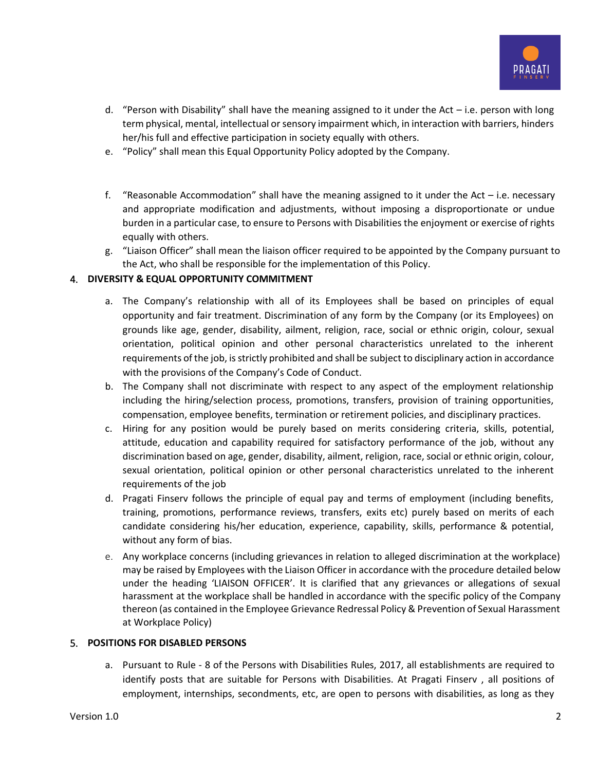d. "Person with Disability" shall have the meaning assigned to it under the Act – i.e. person with long term physical, mental, intellectual or sensory impairment which, in interaction with barriers, hinders her/his full and effective participation in society equally with others.

e. "Policy" shall mean this Equal Opportunity Policy adopted by the Company.

f. "Reasonable Accommodation" shall have the meaning assigned to it under the Act – i.e. necessary and appropriate modification and adjustments, without imposing a disproportionate or undue burden in a particular case, to ensure to Persons with Disabilities the enjoyment or exercise of rights equally with others.

g. "Liaison Officer" shall mean the liaison officer required to be appointed by the Company pursuant to the Act, who shall be responsible for the implementation of this Policy.

## 4. DIVERSITY & EQUAL OPPORTUNITY COMMITMENT

a. The Company's relationship with all of its Employees shall be based on principles of equal opportunity and fair treatment. Discrimination of any form by the Company (or its Employees) on grounds like age, gender, disability, ailment, religion, race, social or ethnic origin, colour, sexual orientation, political opinion and other personal characteristics unrelated to the inherent requirements of the job, is strictly prohibited and shall be subject to disciplinary action in accordance with the provisions of the Company's Code of Conduct.

b. The Company shall not discriminate with respect to any aspect of the employment relationship including the hiring/selection process, promotions, transfers, provision of training opportunities, compensation, employee benefits, termination or retirement policies, and disciplinary practices.

c. Hiring for any position would be purely based on merits considering criteria, skills, potential, attitude, education and capability required for satisfactory performance of the job, without any discrimination based on age, gender, disability, ailment, religion, race, social or ethnic origin, colour, sexual orientation, political opinion or other personal characteristics unrelated to the inherent requirements of the job

d. Pragati Finserv follows the principle of equal pay and terms of employment (including benefits, training, promotions, performance reviews, transfers, exits etc) purely based on merits of each candidate considering his/her education, experience, capability, skills, performance & potential, without any form of bias.

e. Any workplace concerns (including grievances in relation to alleged discrimination at the workplace) may be raised by Employees with the Liaison Officer in accordance with the procedure detailed below under the heading 'LIAISON OFFICER'. It is clarified that any grievances or allegations of sexual harassment at the workplace shall be handled in accordance with the specific policy of the Company thereon (as contained in the Employee Grievance Redressal Policy & Prevention of Sexual Harassment at Workplace Policy)

## 5. POSITIONS FOR DISABLED PERSONS

a. Pursuant to Rule - 8 of the Persons with Disabilities Rules, 2017, all establishments are required to identify posts that are suitable for Persons with Disabilities. At Pragati Finserv , all positions of employment, internships, secondments, etc, are open to persons with disabilities, as long as they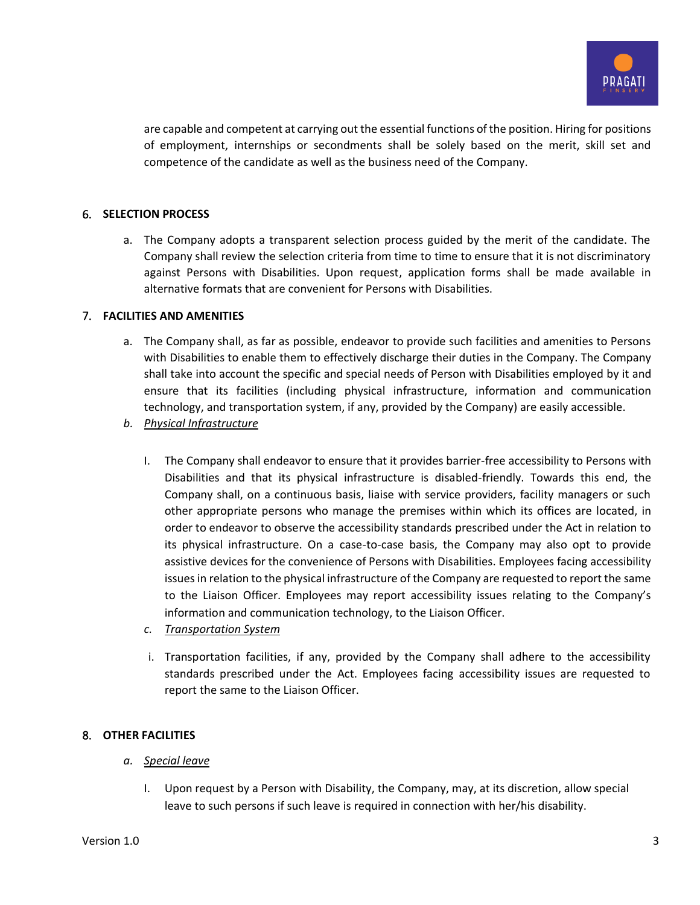are capable and competent at carrying out the essential functions of the position. Hiring for positions of employment, internships or secondments shall be solely based on the merit, skill set and competence of the candidate as well as the business need of the Company.

## 6. SELECTION PROCESS

a. The Company adopts a transparent selection process guided by the merit of the candidate. The Company shall review the selection criteria from time to time to ensure that it is not discriminatory against Persons with Disabilities. Upon request, application forms shall be made available in alternative formats that are convenient for Persons with Disabilities.

## 7. FACILITIES AND AMENITIES

a. The Company shall, as far as possible, endeavor to provide such facilities and amenities to Persons with Disabilities to enable them to effectively discharge their duties in the Company. The Company shall take into account the specific and special needs of Person with Disabilities employed by it and ensure that its facilities (including physical infrastructure, information and communication technology, and transportation system, if any, provided by the Company) are easily accessible.

b. *Physical Infrastructure*

   I. The Company shall endeavor to ensure that it provides barrier-free accessibility to Persons with Disabilities and that its physical infrastructure is disabled-friendly. Towards this end, the Company shall, on a continuous basis, liaise with service providers, facility managers or such other appropriate persons who manage the premises within which its offices are located, in order to endeavor to observe the accessibility standards prescribed under the Act in relation to its physical infrastructure. On a case-to-case basis, the Company may also opt to provide assistive devices for the convenience of Persons with Disabilities. Employees facing accessibility issues in relation to the physical infrastructure of the Company are requested to report the same to the Liaison Officer. Employees may report accessibility issues relating to the Company's information and communication technology, to the Liaison Officer.

c. *Transportation System*

   i. Transportation facilities, if any, provided by the Company shall adhere to the accessibility standards prescribed under the Act. Employees facing accessibility issues are requested to report the same to the Liaison Officer.

## 8. OTHER FACILITIES

a. *Special leave*

   I. Upon request by a Person with Disability, the Company, may, at its discretion, allow special leave to such persons if such leave is required in connection with her/his disability.

Version 1.0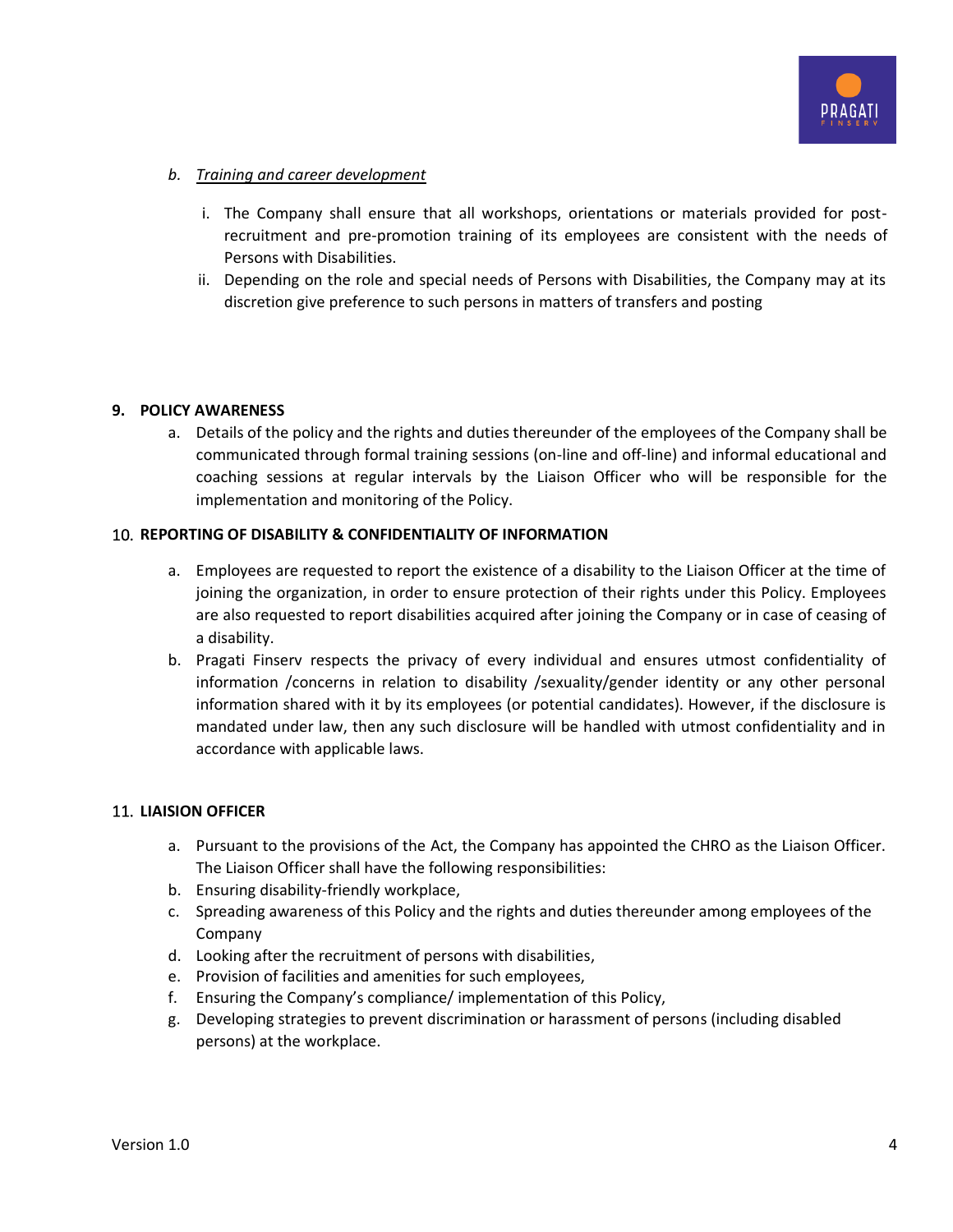*b. <u>Training and career development</u>*

   i. The Company shall ensure that all workshops, orientations or materials provided for post-recruitment and pre-promotion training of its employees are consistent with the needs of Persons with Disabilities.
   ii. Depending on the role and special needs of Persons with Disabilities, the Company may at its discretion give preference to such persons in matters of transfers and posting

## 9. POLICY AWARENESS

a. Details of the policy and the rights and duties thereunder of the employees of the Company shall be communicated through formal training sessions (on-line and off-line) and informal educational and coaching sessions at regular intervals by the Liaison Officer who will be responsible for the implementation and monitoring of the Policy.

## 10. REPORTING OF DISABILITY & CONFIDENTIALITY OF INFORMATION

a. Employees are requested to report the existence of a disability to the Liaison Officer at the time of joining the organization, in order to ensure protection of their rights under this Policy. Employees are also requested to report disabilities acquired after joining the Company or in case of ceasing of a disability.
b. Pragati Finserv respects the privacy of every individual and ensures utmost confidentiality of information /concerns in relation to disability /sexuality/gender identity or any other personal information shared with it by its employees (or potential candidates). However, if the disclosure is mandated under law, then any such disclosure will be handled with utmost confidentiality and in accordance with applicable laws.

## 11. LIAISION OFFICER

a. Pursuant to the provisions of the Act, the Company has appointed the CHRO as the Liaison Officer. The Liaison Officer shall have the following responsibilities:
b. Ensuring disability-friendly workplace,
c. Spreading awareness of this Policy and the rights and duties thereunder among employees of the Company
d. Looking after the recruitment of persons with disabilities,
e. Provision of facilities and amenities for such employees,
f. Ensuring the Company's compliance/ implementation of this Policy,
g. Developing strategies to prevent discrimination or harassment of persons (including disabled persons) at the workplace.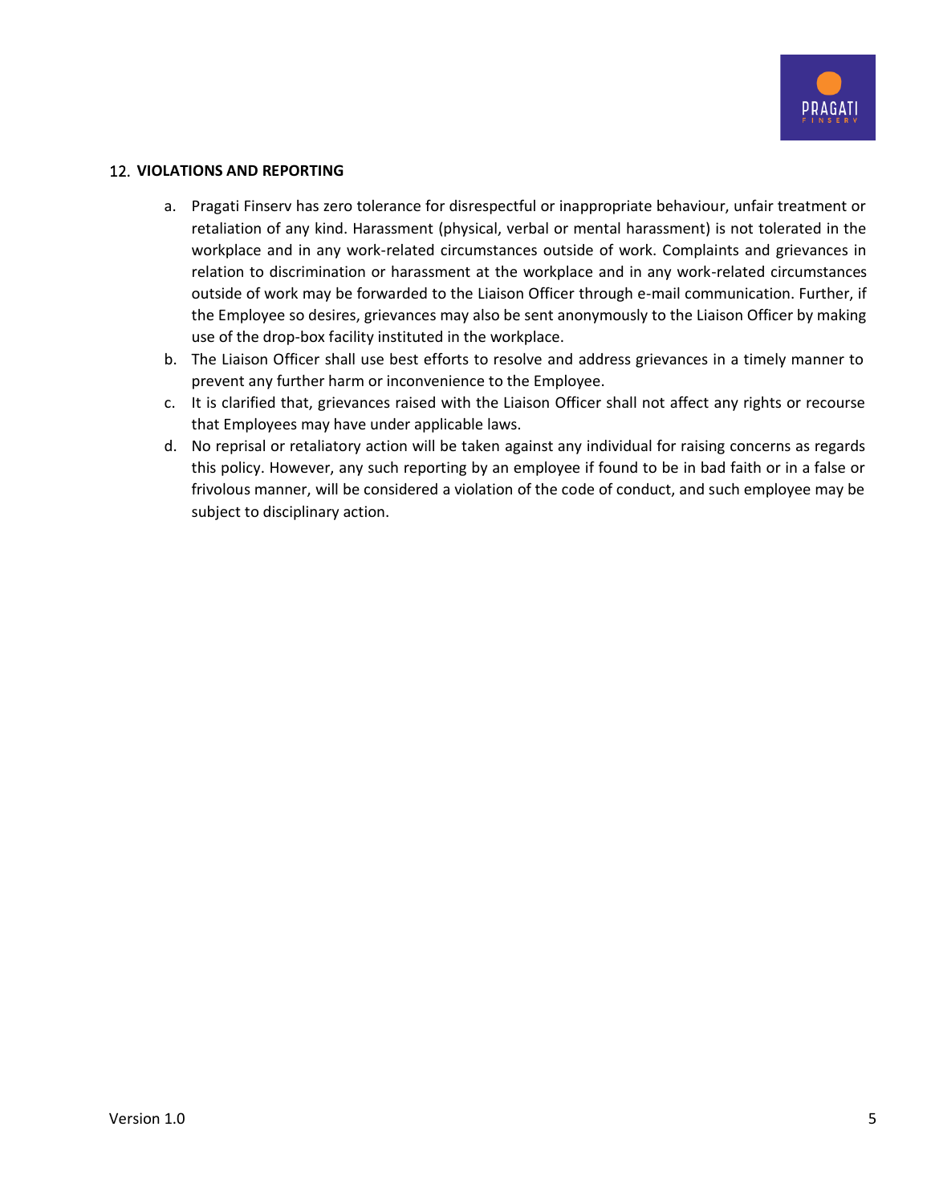## 12. VIOLATIONS AND REPORTING

a. Pragati Finserv has zero tolerance for disrespectful or inappropriate behaviour, unfair treatment or retaliation of any kind. Harassment (physical, verbal or mental harassment) is not tolerated in the workplace and in any work-related circumstances outside of work. Complaints and grievances in relation to discrimination or harassment at the workplace and in any work-related circumstances outside of work may be forwarded to the Liaison Officer through e-mail communication. Further, if the Employee so desires, grievances may also be sent anonymously to the Liaison Officer by making use of the drop-box facility instituted in the workplace.

b. The Liaison Officer shall use best efforts to resolve and address grievances in a timely manner to prevent any further harm or inconvenience to the Employee.

c. It is clarified that, grievances raised with the Liaison Officer shall not affect any rights or recourse that Employees may have under applicable laws.

d. No reprisal or retaliatory action will be taken against any individual for raising concerns as regards this policy. However, any such reporting by an employee if found to be in bad faith or in a false or frivolous manner, will be considered a violation of the code of conduct, and such employee may be subject to disciplinary action.